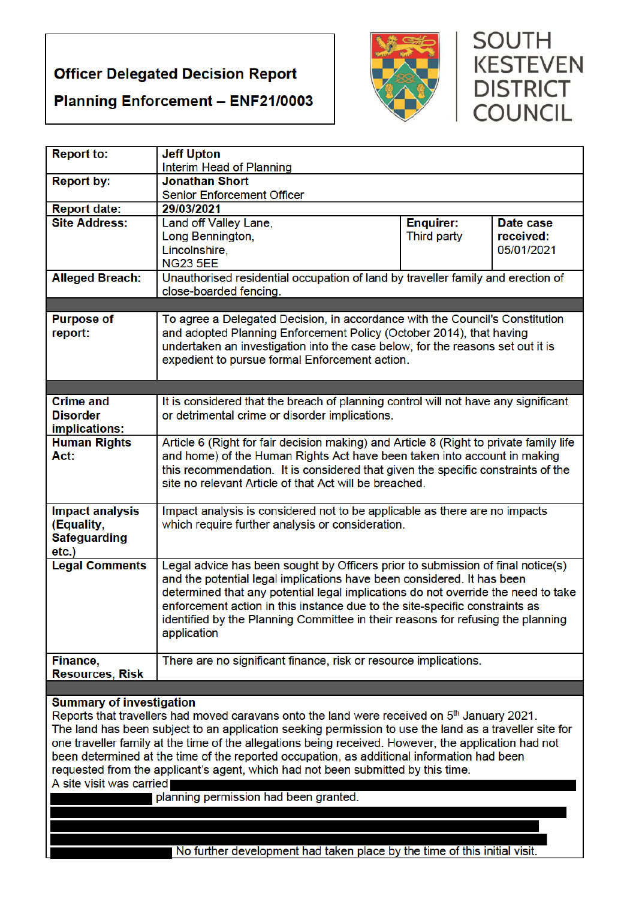**Officer Delegated Decision Report**

**Planning Enforcement – ENF21/0003**

SOUTH KESTEVEN DISTRICT COUNCIL

| | | | |
|---|---|---|---|
| **Report to:** | **Jeff Upton**<br>Interim Head of Planning | | |
| **Report by:** | **Jonathan Short**<br>Senior Enforcement Officer | | |
| **Report date:** | **29/03/2021** | | |
| **Site Address:** | Land off Valley Lane,<br>Long Bennington,<br>Lincolnshire,<br>NG23 5EE | **Enquirer:**<br>Third party | **Date case received:**<br>05/01/2021 |
| **Alleged Breach:** | Unauthorised residential occupation of land by traveller family and erection of close-boarded fencing. | | |

| | |
|---|---|
| **Purpose of report:** | To agree a Delegated Decision, in accordance with the Council's Constitution and adopted Planning Enforcement Policy (October 2014), that having undertaken an investigation into the case below, for the reasons set out it is expedient to pursue formal Enforcement action. |

| | |
|---|---|
| **Crime and Disorder implications:** | It is considered that the breach of planning control will not have any significant or detrimental crime or disorder implications. |
| **Human Rights Act:** | Article 6 (Right for fair decision making) and Article 8 (Right to private family life and home) of the Human Rights Act have been taken into account in making this recommendation. It is considered that given the specific constraints of the site no relevant Article of that Act will be breached. |
| **Impact analysis (Equality, Safeguarding etc.)** | Impact analysis is considered not to be applicable as there are no impacts which require further analysis or consideration. |
| **Legal Comments** | Legal advice has been sought by Officers prior to submission of final notice(s) and the potential legal implications have been considered. It has been determined that any potential legal implications do not override the need to take enforcement action in this instance due to the site-specific constraints as identified by the Planning Committee in their reasons for refusing the planning application |
| **Finance, Resources, Risk** | There are no significant finance, risk or resource implications. |

**Summary of investigation**

Reports that travellers had moved caravans onto the land were received on 5th January 2021.
The land has been subject to an application seeking permission to use the land as a traveller site for one traveller family at the time of the allegations being received. However, the application had not been determined at the time of the reported occupation, as additional information had been requested from the applicant's agent, which had not been submitted by this time.
A site visit was carried [REDACTED] planning permission had been granted. [REDACTED] No further development had taken place by the time of this initial visit.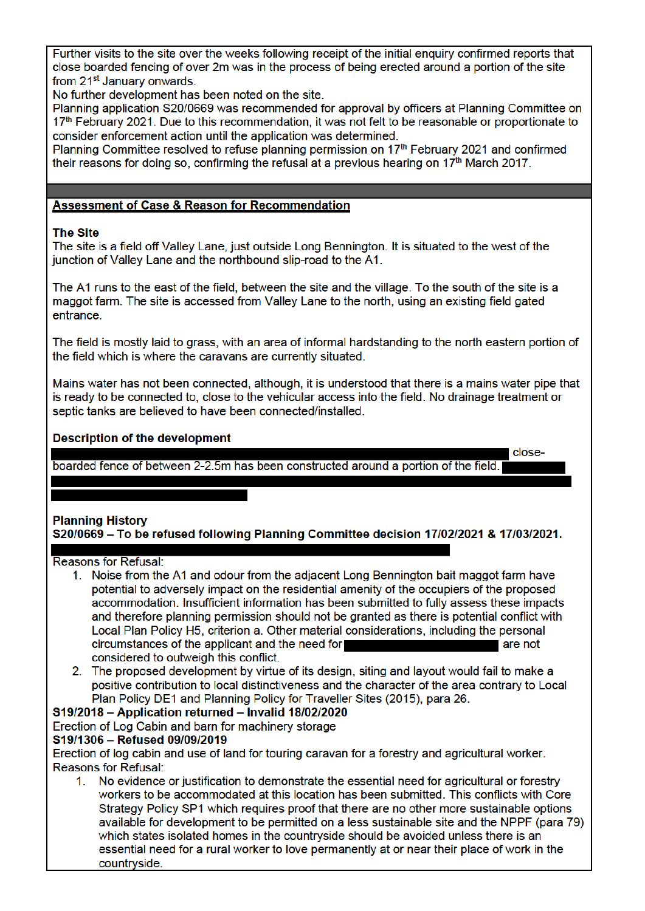Further visits to the site over the weeks following receipt of the initial enquiry confirmed reports that close boarded fencing of over 2m was in the process of being erected around a portion of the site from 21st January onwards.
No further development has been noted on the site.
Planning application S20/0669 was recommended for approval by officers at Planning Committee on 17th February 2021. Due to this recommendation, it was not felt to be reasonable or proportionate to consider enforcement action until the application was determined.
Planning Committee resolved to refuse planning permission on 17th February 2021 and confirmed their reasons for doing so, confirming the refusal at a previous hearing on 17th March 2017.

## Assessment of Case & Reason for Recommendation

### The Site

The site is a field off Valley Lane, just outside Long Bennington. It is situated to the west of the junction of Valley Lane and the northbound slip-road to the A1.

The A1 runs to the east of the field, between the site and the village. To the south of the site is a maggot farm. The site is accessed from Valley Lane to the north, using an existing field gated entrance.

The field is mostly laid to grass, with an area of informal hardstanding to the north eastern portion of the field which is where the caravans are currently situated.

Mains water has not been connected, although, it is understood that there is a mains water pipe that is ready to be connected to, close to the vehicular access into the field. No drainage treatment or septic tanks are believed to have been connected/installed.

### Description of the development

[REDACTED] close-boarded fence of between 2-2.5m has been constructed around a portion of the field. [REDACTED]

### Planning History

**S20/0669 – To be refused following Planning Committee decision 17/02/2021 & 17/03/2021.**

[REDACTED]

Reasons for Refusal:

1. Noise from the A1 and odour from the adjacent Long Bennington bait maggot farm have potential to adversely impact on the residential amenity of the occupiers of the proposed accommodation. Insufficient information has been submitted to fully assess these impacts and therefore planning permission should not be granted as there is potential conflict with Local Plan Policy H5, criterion a. Other material considerations, including the personal circumstances of the applicant and the need for [REDACTED] are not considered to outweigh this conflict.
2. The proposed development by virtue of its design, siting and layout would fail to make a positive contribution to local distinctiveness and the character of the area contrary to Local Plan Policy DE1 and Planning Policy for Traveller Sites (2015), para 26.

**S19/2018 – Application returned – Invalid 18/02/2020**
Erection of Log Cabin and barn for machinery storage
**S19/1306 – Refused 09/09/2019**
Erection of log cabin and use of land for touring caravan for a forestry and agricultural worker.
Reasons for Refusal:

1. No evidence or justification to demonstrate the essential need for agricultural or forestry workers to be accommodated at this location has been submitted. This conflicts with Core Strategy Policy SP1 which requires proof that there are no other more sustainable options available for development to be permitted on a less sustainable site and the NPPF (para 79) which states isolated homes in the countryside should be avoided unless there is an essential need for a rural worker to love permanently at or near their place of work in the countryside.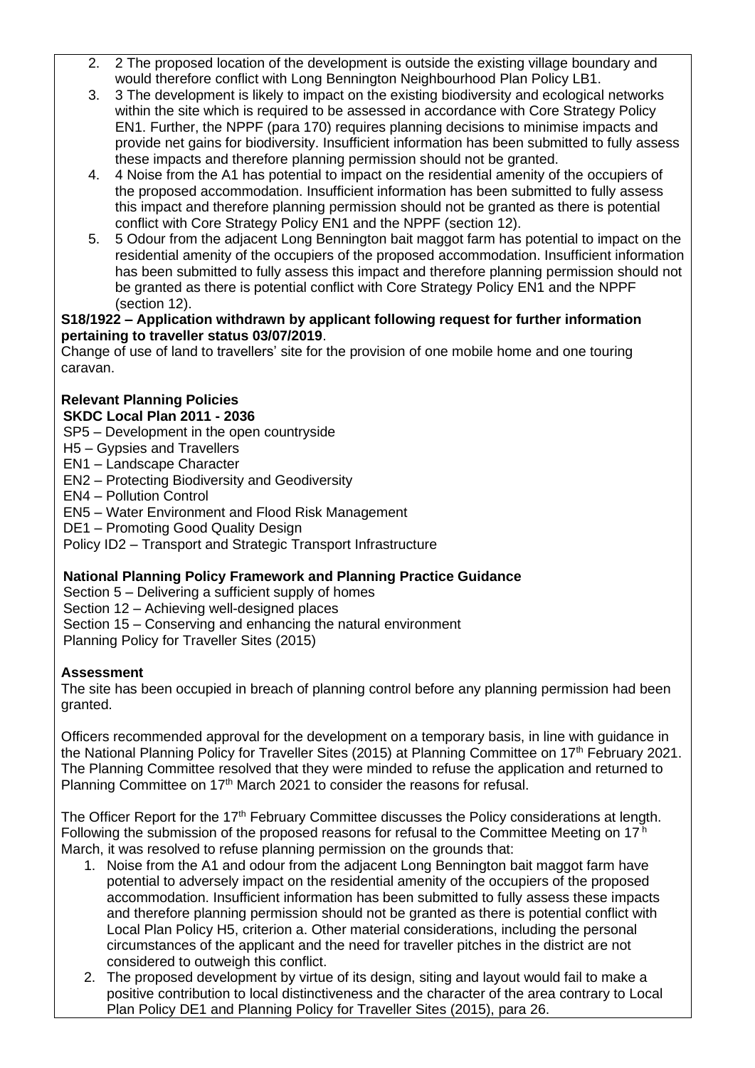2. 2 The proposed location of the development is outside the existing village boundary and would therefore conflict with Long Bennington Neighbourhood Plan Policy LB1.
3. 3 The development is likely to impact on the existing biodiversity and ecological networks within the site which is required to be assessed in accordance with Core Strategy Policy EN1. Further, the NPPF (para 170) requires planning decisions to minimise impacts and provide net gains for biodiversity. Insufficient information has been submitted to fully assess these impacts and therefore planning permission should not be granted.
4. 4 Noise from the A1 has potential to impact on the residential amenity of the occupiers of the proposed accommodation. Insufficient information has been submitted to fully assess this impact and therefore planning permission should not be granted as there is potential conflict with Core Strategy Policy EN1 and the NPPF (section 12).
5. 5 Odour from the adjacent Long Bennington bait maggot farm has potential to impact on the residential amenity of the occupiers of the proposed accommodation. Insufficient information has been submitted to fully assess this impact and therefore planning permission should not be granted as there is potential conflict with Core Strategy Policy EN1 and the NPPF (section 12).

**S18/1922 – Application withdrawn by applicant following request for further information pertaining to traveller status 03/07/2019**.
Change of use of land to travellers' site for the provision of one mobile home and one touring caravan.

**Relevant Planning Policies**
**SKDC Local Plan 2011 - 2036**
SP5 – Development in the open countryside
H5 – Gypsies and Travellers
EN1 – Landscape Character
EN2 – Protecting Biodiversity and Geodiversity
EN4 – Pollution Control
EN5 – Water Environment and Flood Risk Management
DE1 – Promoting Good Quality Design
Policy ID2 – Transport and Strategic Transport Infrastructure

**National Planning Policy Framework and Planning Practice Guidance**
Section 5 – Delivering a sufficient supply of homes
Section 12 – Achieving well-designed places
Section 15 – Conserving and enhancing the natural environment
Planning Policy for Traveller Sites (2015)

**Assessment**
The site has been occupied in breach of planning control before any planning permission had been granted.

Officers recommended approval for the development on a temporary basis, in line with guidance in the National Planning Policy for Traveller Sites (2015) at Planning Committee on 17th February 2021. The Planning Committee resolved that they were minded to refuse the application and returned to Planning Committee on 17th March 2021 to consider the reasons for refusal.

The Officer Report for the 17th February Committee discusses the Policy considerations at length. Following the submission of the proposed reasons for refusal to the Committee Meeting on 17th March, it was resolved to refuse planning permission on the grounds that:

1. Noise from the A1 and odour from the adjacent Long Bennington bait maggot farm have potential to adversely impact on the residential amenity of the occupiers of the proposed accommodation. Insufficient information has been submitted to fully assess these impacts and therefore planning permission should not be granted as there is potential conflict with Local Plan Policy H5, criterion a. Other material considerations, including the personal circumstances of the applicant and the need for traveller pitches in the district are not considered to outweigh this conflict.
2. The proposed development by virtue of its design, siting and layout would fail to make a positive contribution to local distinctiveness and the character of the area contrary to Local Plan Policy DE1 and Planning Policy for Traveller Sites (2015), para 26.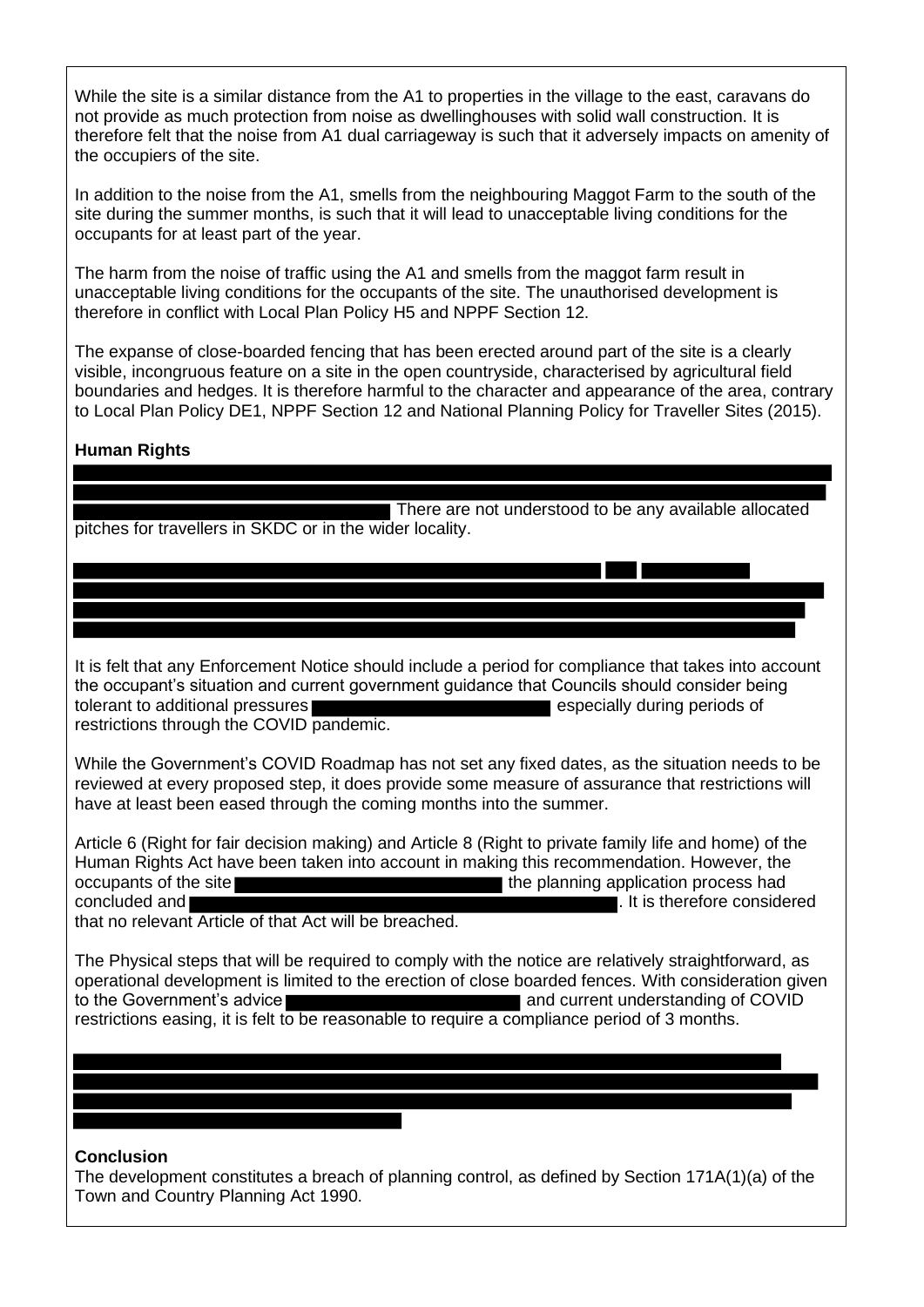While the site is a similar distance from the A1 to properties in the village to the east, caravans do not provide as much protection from noise as dwellinghouses with solid wall construction. It is therefore felt that the noise from A1 dual carriageway is such that it adversely impacts on amenity of the occupiers of the site.

In addition to the noise from the A1, smells from the neighbouring Maggot Farm to the south of the site during the summer months, is such that it will lead to unacceptable living conditions for the occupants for at least part of the year.

The harm from the noise of traffic using the A1 and smells from the maggot farm result in unacceptable living conditions for the occupants of the site. The unauthorised development is therefore in conflict with Local Plan Policy H5 and NPPF Section 12.

The expanse of close-boarded fencing that has been erected around part of the site is a clearly visible, incongruous feature on a site in the open countryside, characterised by agricultural field boundaries and hedges. It is therefore harmful to the character and appearance of the area, contrary to Local Plan Policy DE1, NPPF Section 12 and National Planning Policy for Traveller Sites (2015).

**Human Rights**

There are not understood to be any available allocated pitches for travellers in SKDC or in the wider locality.

It is felt that any Enforcement Notice should include a period for compliance that takes into account the occupant's situation and current government guidance that Councils should consider being tolerant to additional pressures especially during periods of restrictions through the COVID pandemic.

While the Government's COVID Roadmap has not set any fixed dates, as the situation needs to be reviewed at every proposed step, it does provide some measure of assurance that restrictions will have at least been eased through the coming months into the summer.

Article 6 (Right for fair decision making) and Article 8 (Right to private family life and home) of the Human Rights Act have been taken into account in making this recommendation. However, the occupants of the site the planning application process had concluded and . It is therefore considered that no relevant Article of that Act will be breached.

The Physical steps that will be required to comply with the notice are relatively straightforward, as operational development is limited to the erection of close boarded fences. With consideration given to the Government's advice and current understanding of COVID restrictions easing, it is felt to be reasonable to require a compliance period of 3 months.

**Conclusion**

The development constitutes a breach of planning control, as defined by Section 171A(1)(a) of the Town and Country Planning Act 1990.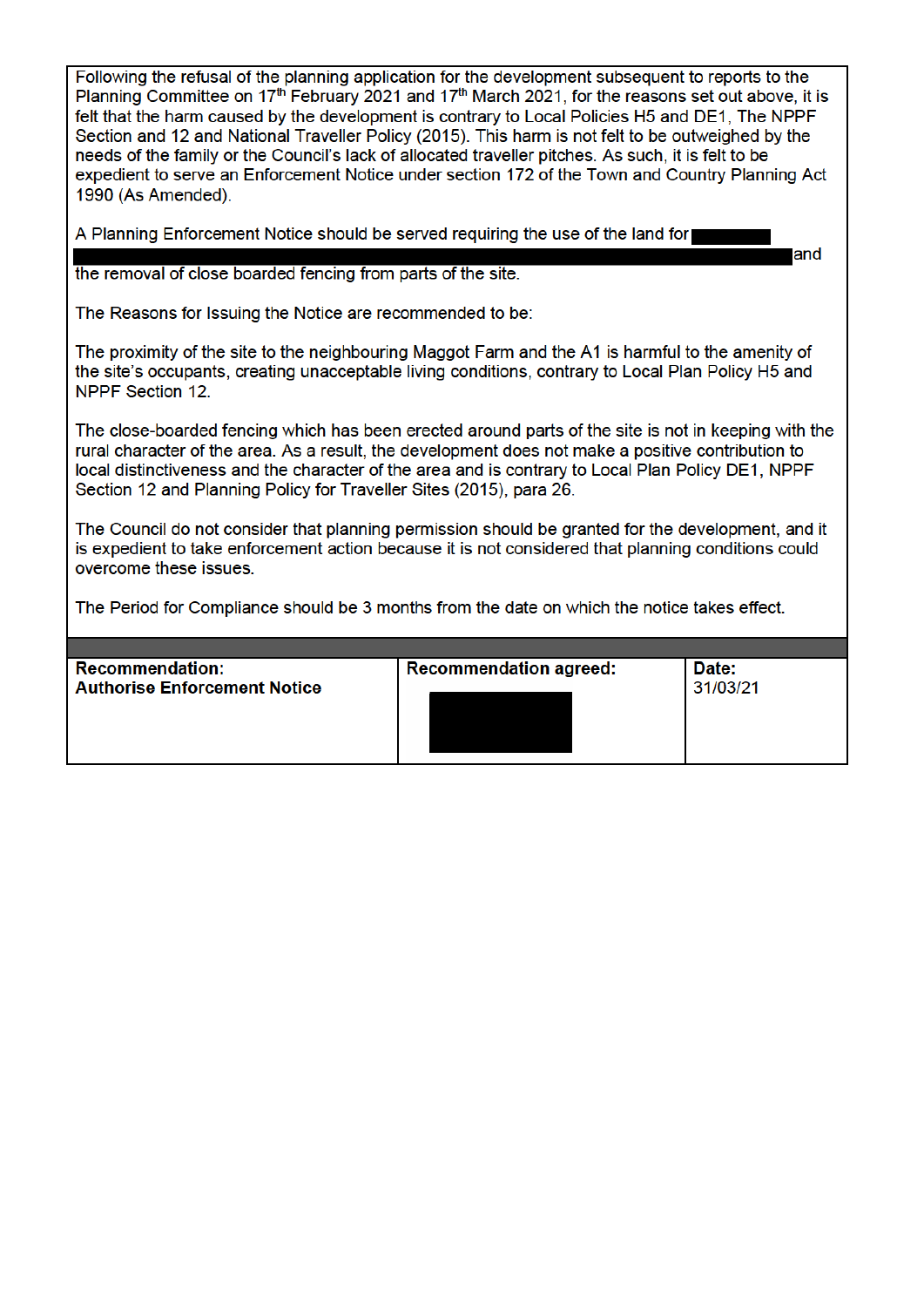Following the refusal of the planning application for the development subsequent to reports to the Planning Committee on 17th February 2021 and 17th March 2021, for the reasons set out above, it is felt that the harm caused by the development is contrary to Local Policies H5 and DE1, The NPPF Section and 12 and National Traveller Policy (2015). This harm is not felt to be outweighed by the needs of the family or the Council's lack of allocated traveller pitches. As such, it is felt to be expedient to serve an Enforcement Notice under section 172 of the Town and Country Planning Act 1990 (As Amended).

A Planning Enforcement Notice should be served requiring the use of the land for [REDACTED] and the removal of close boarded fencing from parts of the site.

The Reasons for Issuing the Notice are recommended to be:

The proximity of the site to the neighbouring Maggot Farm and the A1 is harmful to the amenity of the site's occupants, creating unacceptable living conditions, contrary to Local Plan Policy H5 and NPPF Section 12.

The close-boarded fencing which has been erected around parts of the site is not in keeping with the rural character of the area. As a result, the development does not make a positive contribution to local distinctiveness and the character of the area and is contrary to Local Plan Policy DE1, NPPF Section 12 and Planning Policy for Traveller Sites (2015), para 26.

The Council do not consider that planning permission should be granted for the development, and it is expedient to take enforcement action because it is not considered that planning conditions could overcome these issues.

The Period for Compliance should be 3 months from the date on which the notice takes effect.

| **Recommendation:** | **Recommendation agreed:** | **Date:** |
|---|---|---|
| **Authorise Enforcement Notice** | [REDACTED] | 31/03/21 |